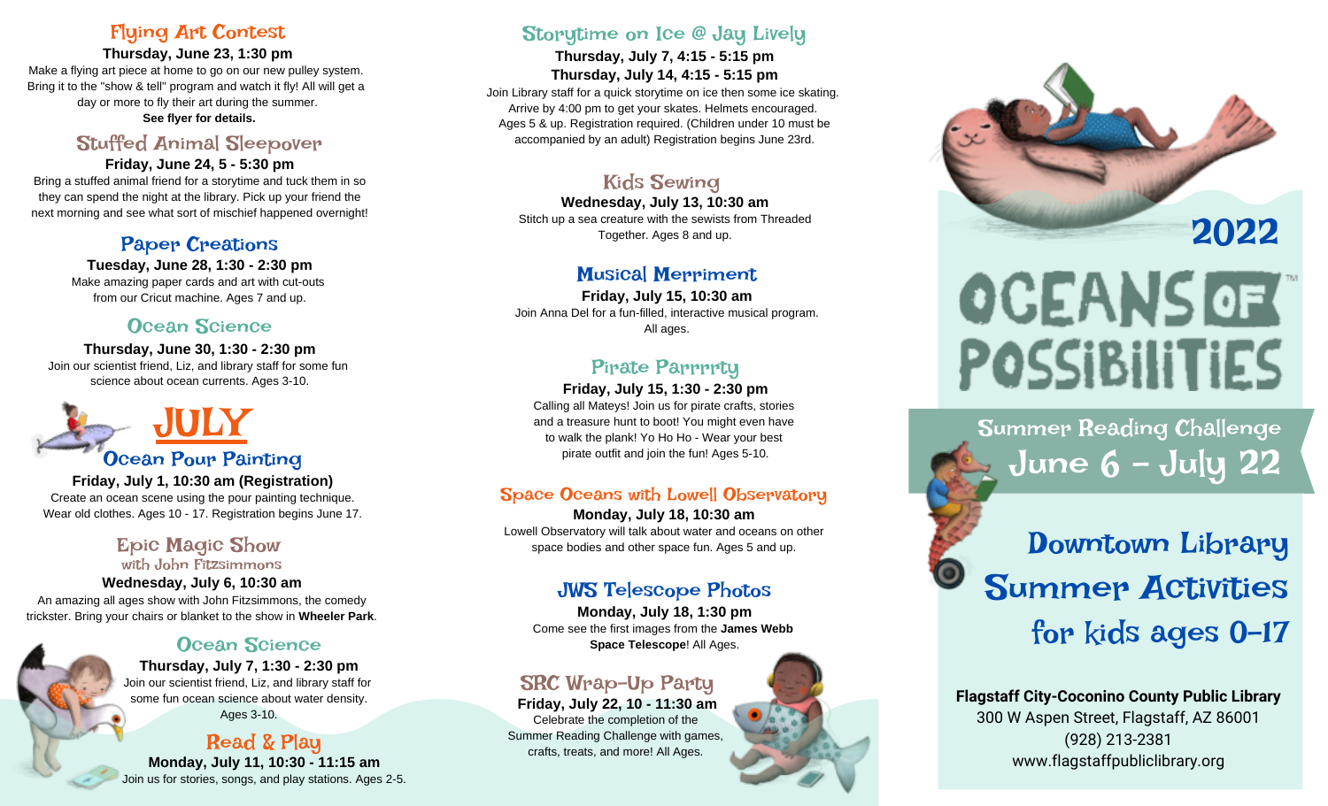## Flying Art Contest

**Thursday, June 23, 1:30 pm**

Make a flying art piece at home to go on our new pulley system. Bring it to the "show & tell" program and watch it fly! All will get a day or more to fly their art during the summer.

**See flyer for details.**

## Stuffed Animal Sleepover

**Friday, June 24, 5 - 5:30 pm**

Bring a stuffed animal friend for a storytime and tuck them in so they can spend the night at the library. Pick up your friend the next morning and see what sort of mischief happened overnight!

## Paper Creations

**Tuesday, June 28, 1:30 - 2:30 pm**

Make amazing paper cards and art with cut-outs from our Cricut machine. Ages 7 and up.

## Ocean Science

**Thursday, June 30, 1:30 - 2:30 pm**

Join our scientist friend, Liz, and library staff for some fun science about ocean currents. Ages 3-10.

# JULY

## Ocean Pour Painting

**Friday, July 1, 10:30 am (Registration)**

Create an ocean scene using the pour painting technique. Wear old clothes. Ages 10 - 17. Registration begins June 17.

## Epic Magic Show

### with John Fitzsimmons

**Wednesday, July 6, 10:30 am**

An amazing all ages show with John Fitzsimmons, the comedy trickster. Bring your chairs or blanket to the show in **Wheeler Park**.

## Ocean Science

**Thursday, July 7, 1:30 - 2:30 pm**

Join our scientist friend, Liz, and library staff for some fun ocean science about water density. Ages 3-10.

## Read & Play

**Monday, July 11, 10:30 - 11:15 am**

Join us for stories, songs, and play stations. Ages 2-5.

## Storytime on Ice @ Jay Lively

**Thursday, July 7, 4:15 - 5:15 pm**
**Thursday, July 14, 4:15 - 5:15 pm**

Join Library staff for a quick storytime on ice then some ice skating. Arrive by 4:00 pm to get your skates. Helmets encouraged. Ages 5 & up. Registration required. (Children under 10 must be accompanied by an adult) Registration begins June 23rd.

## Kids Sewing

**Wednesday, July 13, 10:30 am**

Stitch up a sea creature with the sewists from Threaded Together. Ages 8 and up.

## Musical Merriment

**Friday, July 15, 10:30 am**

Join Anna Del for a fun-filled, interactive musical program. All ages.

## Pirate Parrrrty

**Friday, July 15, 1:30 - 2:30 pm**

Calling all Mateys! Join us for pirate crafts, stories and a treasure hunt to boot! You might even have to walk the plank! Yo Ho Ho - Wear your best pirate outfit and join the fun! Ages 5-10.

## Space Oceans with Lowell Observatory

**Monday, July 18, 10:30 am**

Lowell Observatory will talk about water and oceans on other space bodies and other space fun. Ages 5 and up.

## JWS Telescope Photos

**Monday, July 18, 1:30 pm**

Come see the first images from the **James Webb Space Telescope**! All Ages.

## SRC Wrap-Up Party

**Friday, July 22, 10 - 11:30 am**

Celebrate the completion of the Summer Reading Challenge with games, crafts, treats, and more! All Ages.

# 2022 OCEANS OF POSSIBILITIES™

## Summer Reading Challenge June 6 – July 22

## Downtown Library Summer Activities for kids ages 0–17

**Flagstaff City-Coconino County Public Library**
300 W Aspen Street, Flagstaff, AZ 86001
(928) 213-2381
www.flagstaffpubliclibrary.org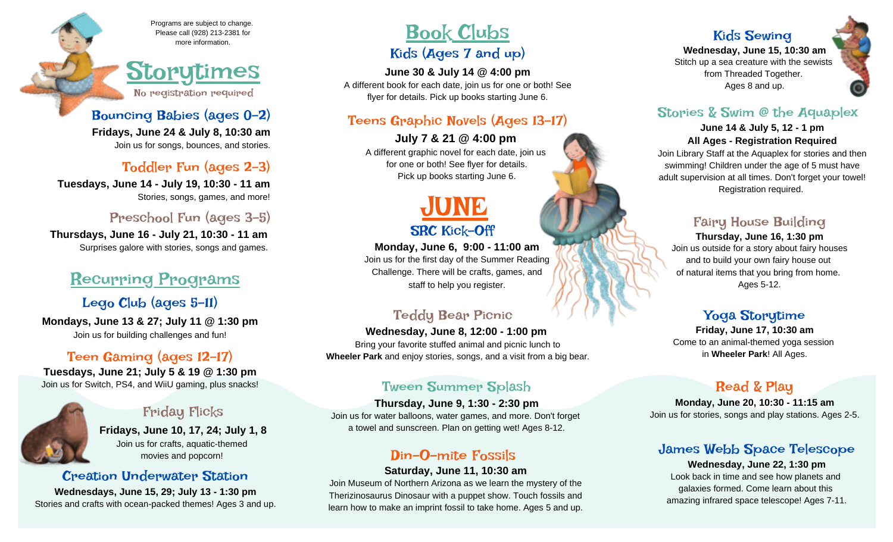Programs are subject to change. Please call (928) 213-2381 for more information.

# Storytimes

No registration required

### Bouncing Babies (ages 0-2)

**Fridays, June 24 & July 8, 10:30 am**
Join us for songs, bounces, and stories.

### Toddler Fun (ages 2-3)

**Tuesdays, June 14 - July 19, 10:30 - 11 am**
Stories, songs, games, and more!

### Preschool Fun (ages 3-5)

**Thursdays, June 16 - July 21, 10:30 - 11 am**
Surprises galore with stories, songs and games.

## Recurring Programs

### Lego Club (ages 5-11)

**Mondays, June 13 & 27; July 11 @ 1:30 pm**
Join us for building challenges and fun!

### Teen Gaming (ages 12-17)

**Tuesdays, June 21; July 5 & 19 @ 1:30 pm**
Join us for Switch, PS4, and WiiU gaming, plus snacks!

### Friday Flicks

**Fridays, June 10, 17, 24; July 1, 8**
Join us for crafts, aquatic-themed movies and popcorn!

### Creation Underwater Station

**Wednesdays, June 15, 29; July 13 - 1:30 pm**
Stories and crafts with ocean-packed themes! Ages 3 and up.

## Book Clubs

### Kids (Ages 7 and up)

**June 30 & July 14 @ 4:00 pm**
A different book for each date, join us for one or both! See flyer for details. Pick up books starting June 6.

### Teens Graphic Novels (Ages 13-17)

**July 7 & 21 @ 4:00 pm**
A different graphic novel for each date, join us for one or both! See flyer for details. Pick up books starting June 6.

# JUNE

### SRC Kick-Off

**Monday, June 6, 9:00 - 11:00 am**
Join us for the first day of the Summer Reading Challenge. There will be crafts, games, and staff to help you register.

### Teddy Bear Picnic

**Wednesday, June 8, 12:00 - 1:00 pm**
Bring your favorite stuffed animal and picnic lunch to **Wheeler Park** and enjoy stories, songs, and a visit from a big bear.

### Tween Summer Splash

**Thursday, June 9, 1:30 - 2:30 pm**
Join us for water balloons, water games, and more. Don't forget a towel and sunscreen. Plan on getting wet! Ages 8-12.

### Din-O-mite Fossils

**Saturday, June 11, 10:30 am**
Join Museum of Northern Arizona as we learn the mystery of the Therizinosaurus Dinosaur with a puppet show. Touch fossils and learn how to make an imprint fossil to take home. Ages 5 and up.

### Kids Sewing

**Wednesday, June 15, 10:30 am**
Stitch up a sea creature with the sewists from Threaded Together.
Ages 8 and up.

### Stories & Swim @ the Aquaplex

**June 14 & July 5, 12 - 1 pm**
**All Ages - Registration Required**
Join Library Staff at the Aquaplex for stories and then swimming! Children under the age of 5 must have adult supervision at all times. Don't forget your towel! Registration required.

### Fairy House Building

**Thursday, June 16, 1:30 pm**
Join us outside for a story about fairy houses and to build your own fairy house out of natural items that you bring from home. Ages 5-12.

### Yoga Storytime

**Friday, June 17, 10:30 am**
Come to an animal-themed yoga session in **Wheeler Park**! All Ages.

### Read & Play

**Monday, June 20, 10:30 - 11:15 am**
Join us for stories, songs and play stations. Ages 2-5.

### James Webb Space Telescope

**Wednesday, June 22, 1:30 pm**
Look back in time and see how planets and galaxies formed. Come learn about this amazing infrared space telescope! Ages 7-11.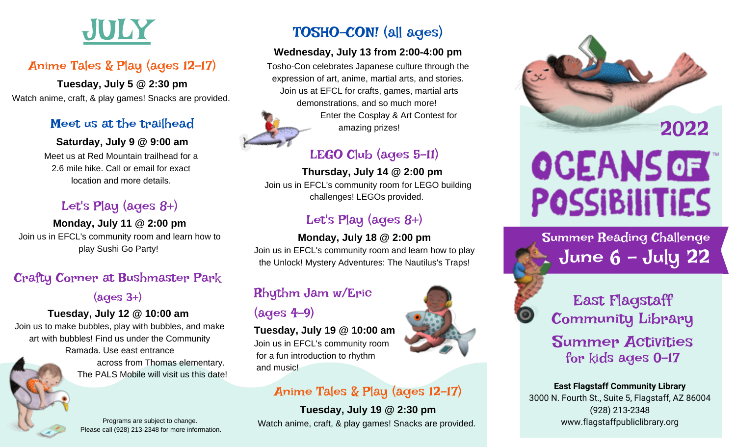# JULY

## Anime Tales & Play (ages 12-17)

**Tuesday, July 5 @ 2:30 pm**

Watch anime, craft, & play games! Snacks are provided.

## Meet us at the trailhead

**Saturday, July 9 @ 9:00 am**

Meet us at Red Mountain trailhead for a 2.6 mile hike. Call or email for exact location and more details.

## Let's Play (ages 8+)

**Monday, July 11 @ 2:00 pm**

Join us in EFCL's community room and learn how to play Sushi Go Party!

## Crafty Corner at Bushmaster Park (ages 3+)

**Tuesday, July 12 @ 10:00 am**

Join us to make bubbles, play with bubbles, and make art with bubbles! Find us under the Community Ramada. Use east entrance across from Thomas elementary. The PALS Mobile will visit us this date!

Programs are subject to change.
Please call (928) 213-2348 for more information.

## TOSHO-CON! (all ages)

**Wednesday, July 13 from 2:00-4:00 pm**

Tosho-Con celebrates Japanese culture through the expression of art, anime, martial arts, and stories. Join us at EFCL for crafts, games, martial arts demonstrations, and so much more! Enter the Cosplay & Art Contest for amazing prizes!

## LEGO Club (ages 5-11)

**Thursday, July 14 @ 2:00 pm**

Join us in EFCL's community room for LEGO building challenges! LEGOs provided.

## Let's Play (ages 8+)

**Monday, July 18 @ 2:00 pm**

Join us in EFCL's community room and learn how to play the Unlock! Mystery Adventures: The Nautilus's Traps!

## Rhythm Jam w/Eric (ages 4-9)

**Tuesday, July 19 @ 10:00 am**

Join us in EFCL's community room for a fun introduction to rhythm and music!

## Anime Tales & Play (ages 12-17)

**Tuesday, July 19 @ 2:30 pm**

Watch anime, craft, & play games! Snacks are provided.

# 2022 OCEANS OF POSSIBILITIES™

## Summer Reading Challenge June 6 - July 22

## East Flagstaff Community Library Summer Activities for kids ages 0-17

**East Flagstaff Community Library**
3000 N. Fourth St., Suite 5, Flagstaff, AZ 86004
(928) 213-2348
www.flagstaffpubliclibrary.org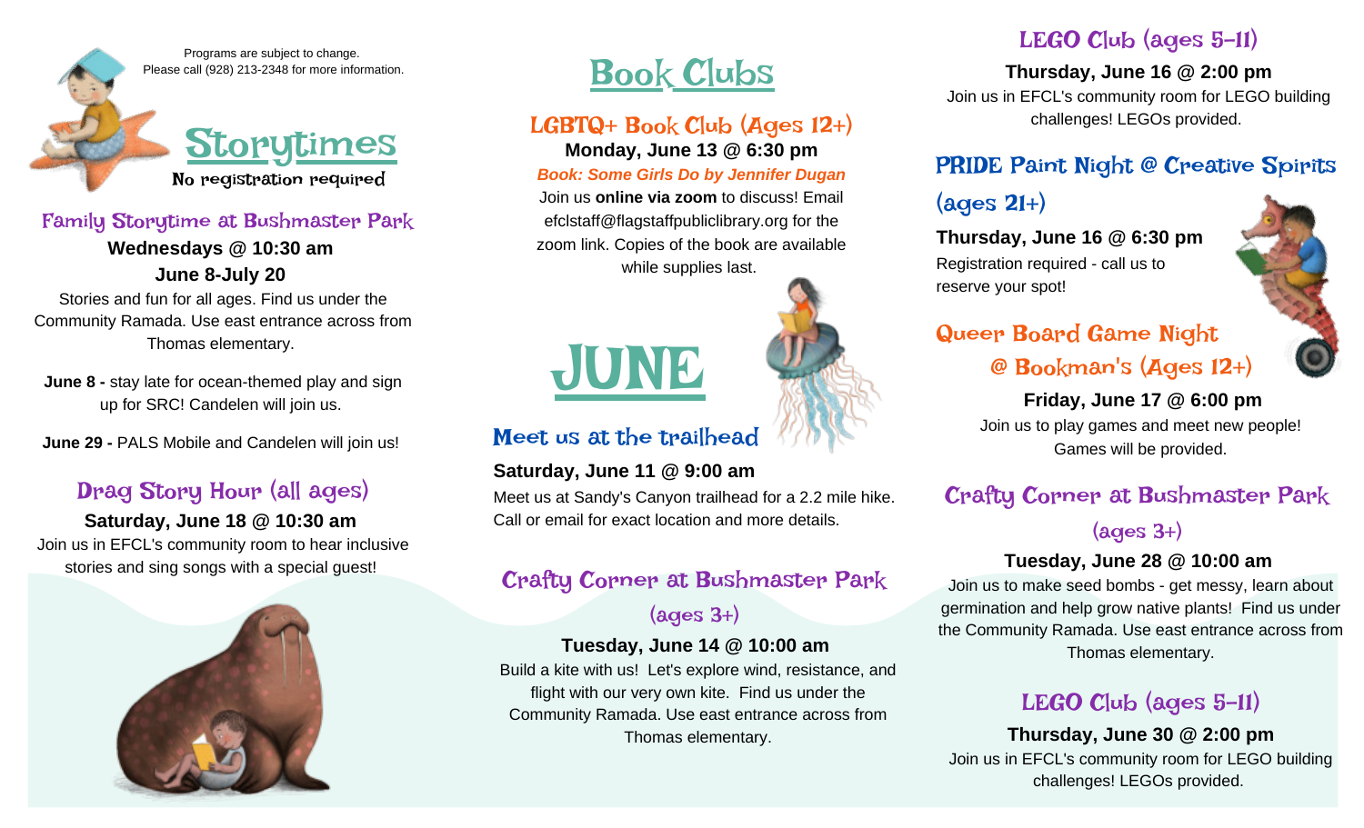Programs are subject to change.
Please call (928) 213-2348 for more information.

# Storytimes

**No registration required**

## Family Storytime at Bushmaster Park

**Wednesdays @ 10:30 am**
**June 8-July 20**

Stories and fun for all ages. Find us under the Community Ramada. Use east entrance across from Thomas elementary.

**June 8 -** stay late for ocean-themed play and sign up for SRC! Candelen will join us.

**June 29 -** PALS Mobile and Candelen will join us!

## Drag Story Hour (all ages)

**Saturday, June 18 @ 10:30 am**

Join us in EFCL's community room to hear inclusive stories and sing songs with a special guest!

# Book Clubs

## LGBTQ+ Book Club (Ages 12+)

**Monday, June 13 @ 6:30 pm**

***Book: Some Girls Do by Jennifer Dugan***

Join us **online via zoom** to discuss! Email efclstaff@flagstaffpubliclibrary.org for the zoom link. Copies of the book are available while supplies last.

# JUNE

## Meet us at the trailhead

**Saturday, June 11 @ 9:00 am**

Meet us at Sandy's Canyon trailhead for a 2.2 mile hike. Call or email for exact location and more details.

## Crafty Corner at Bushmaster Park (ages 3+)

**Tuesday, June 14 @ 10:00 am**

Build a kite with us! Let's explore wind, resistance, and flight with our very own kite. Find us under the Community Ramada. Use east entrance across from Thomas elementary.

## LEGO Club (ages 5-11)

**Thursday, June 16 @ 2:00 pm**

Join us in EFCL's community room for LEGO building challenges! LEGOs provided.

## PRIDE Paint Night @ Creative Spirits (ages 21+)

**Thursday, June 16 @ 6:30 pm**

Registration required - call us to reserve your spot!

## Queer Board Game Night @ Bookman's (Ages 12+)

**Friday, June 17 @ 6:00 pm**

Join us to play games and meet new people! Games will be provided.

## Crafty Corner at Bushmaster Park (ages 3+)

**Tuesday, June 28 @ 10:00 am**

Join us to make seed bombs - get messy, learn about germination and help grow native plants! Find us under the Community Ramada. Use east entrance across from Thomas elementary.

## LEGO Club (ages 5-11)

**Thursday, June 30 @ 2:00 pm**

Join us in EFCL's community room for LEGO building challenges! LEGOs provided.